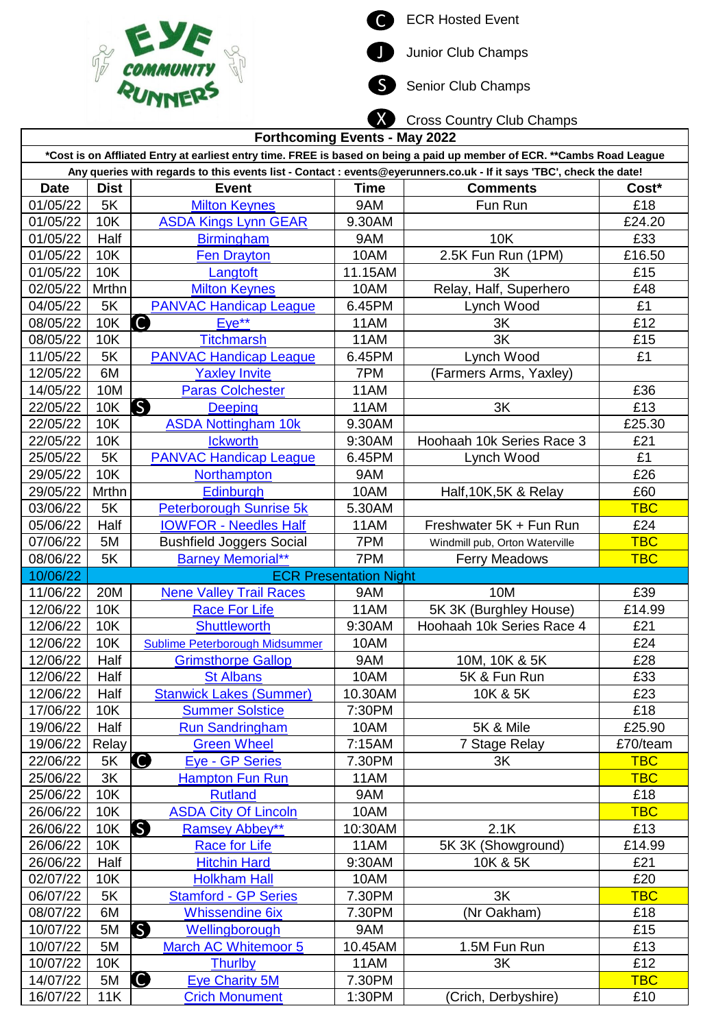EYE COMMUNITY RUNNERS

- (C) ECR Hosted Event
- (J) Junior Club Champs
- (S) Senior Club Champs
- (X) Cross Country Club Champs

| Forthcoming Events - May 2022 | | | | | |
|---|---|---|---|---|---|
| *Cost is on Affliated Entry at earliest entry time. FREE is based on being a paid up member of ECR. **Cambs Road League | | | | | |
| Any queries with regards to this events list - Contact : events@eyerunners.co.uk - If it says 'TBC', check the date! | | | | | |
| **Date** | **Dist** | **Event** | **Time** | **Comments** | **Cost*** |
| 01/05/22 | 5K | Milton Keynes | 9AM | Fun Run | £18 |
| 01/05/22 | 10K | ASDA Kings Lynn GEAR | 9.30AM | | £24.20 |
| 01/05/22 | Half | Birmingham | 9AM | 10K | £33 |
| 01/05/22 | 10K | Fen Drayton | 10AM | 2.5K Fun Run (1PM) | £16.50 |
| 01/05/22 | 10K | Langtoft | 11.15AM | 3K | £15 |
| 02/05/22 | Mrthn | Milton Keynes | 10AM | Relay, Half, Superhero | £48 |
| 04/05/22 | 5K | PANVAC Handicap League | 6.45PM | Lynch Wood | £1 |
| 08/05/22 | 10K | (C) Eye** | 11AM | 3K | £12 |
| 08/05/22 | 10K | Titchmarsh | 11AM | 3K | £15 |
| 11/05/22 | 5K | PANVAC Handicap League | 6.45PM | Lynch Wood | £1 |
| 12/05/22 | 6M | Yaxley Invite | 7PM | (Farmers Arms, Yaxley) | |
| 14/05/22 | 10M | Paras Colchester | 11AM | | £36 |
| 22/05/22 | 10K | (S) Deeping | 11AM | 3K | £13 |
| 22/05/22 | 10K | ASDA Nottingham 10k | 9.30AM | | £25.30 |
| 22/05/22 | 10K | Ickworth | 9:30AM | Hoohaah 10k Series Race 3 | £21 |
| 25/05/22 | 5K | PANVAC Handicap League | 6.45PM | Lynch Wood | £1 |
| 29/05/22 | 10K | Northampton | 9AM | | £26 |
| 29/05/22 | Mrthn | Edinburgh | 10AM | Half,10K,5K & Relay | £60 |
| 03/06/22 | 5K | Peterborough Sunrise 5k | 5.30AM | | TBC |
| 05/06/22 | Half | IOWFOR - Needles Half | 11AM | Freshwater 5K + Fun Run | £24 |
| 07/06/22 | 5M | Bushfield Joggers Social | 7PM | Windmill pub, Orton Waterville | TBC |
| 08/06/22 | 5K | Barney Memorial** | 7PM | Ferry Meadows | TBC |
| 10/06/22 | | ECR Presentation Night | | | |
| 11/06/22 | 20M | Nene Valley Trail Races | 9AM | 10M | £39 |
| 12/06/22 | 10K | Race For Life | 11AM | 5K 3K (Burghley House) | £14.99 |
| 12/06/22 | 10K | Shuttleworth | 9:30AM | Hoohaah 10k Series Race 4 | £21 |
| 12/06/22 | 10K | Sublime Peterborough Midsummer | 10AM | | £24 |
| 12/06/22 | Half | Grimsthorpe Gallop | 9AM | 10M, 10K & 5K | £28 |
| 12/06/22 | Half | St Albans | 10AM | 5K & Fun Run | £33 |
| 12/06/22 | Half | Stanwick Lakes (Summer) | 10.30AM | 10K & 5K | £23 |
| 17/06/22 | 10K | Summer Solstice | 7:30PM | | £18 |
| 19/06/22 | Half | Run Sandringham | 10AM | 5K & Mile | £25.90 |
| 19/06/22 | Relay | Green Wheel | 7:15AM | 7 Stage Relay | £70/team |
| 22/06/22 | 5K | (C) Eye - GP Series | 7.30PM | 3K | TBC |
| 25/06/22 | 3K | Hampton Fun Run | 11AM | | TBC |
| 25/06/22 | 10K | Rutland | 9AM | | £18 |
| 26/06/22 | 10K | ASDA City Of Lincoln | 10AM | | TBC |
| 26/06/22 | 10K | (S) Ramsey Abbey** | 10:30AM | 2.1K | £13 |
| 26/06/22 | 10K | Race for Life | 11AM | 5K 3K (Showground) | £14.99 |
| 26/06/22 | Half | Hitchin Hard | 9:30AM | 10K & 5K | £21 |
| 02/07/22 | 10K | Holkham Hall | 10AM | | £20 |
| 06/07/22 | 5K | Stamford - GP Series | 7.30PM | 3K | TBC |
| 08/07/22 | 6M | Whissendine 6ix | 7.30PM | (Nr Oakham) | £18 |
| 10/07/22 | 5M | (S) Wellingborough | 9AM | | £15 |
| 10/07/22 | 5M | March AC Whitemoor 5 | 10.45AM | 1.5M Fun Run | £13 |
| 10/07/22 | 10K | Thurlby | 11AM | 3K | £12 |
| 14/07/22 | 5M | (C) Eye Charity 5M | 7.30PM | | TBC |
| 16/07/22 | 11K | Crich Monument | 1:30PM | (Crich, Derbyshire) | £10 |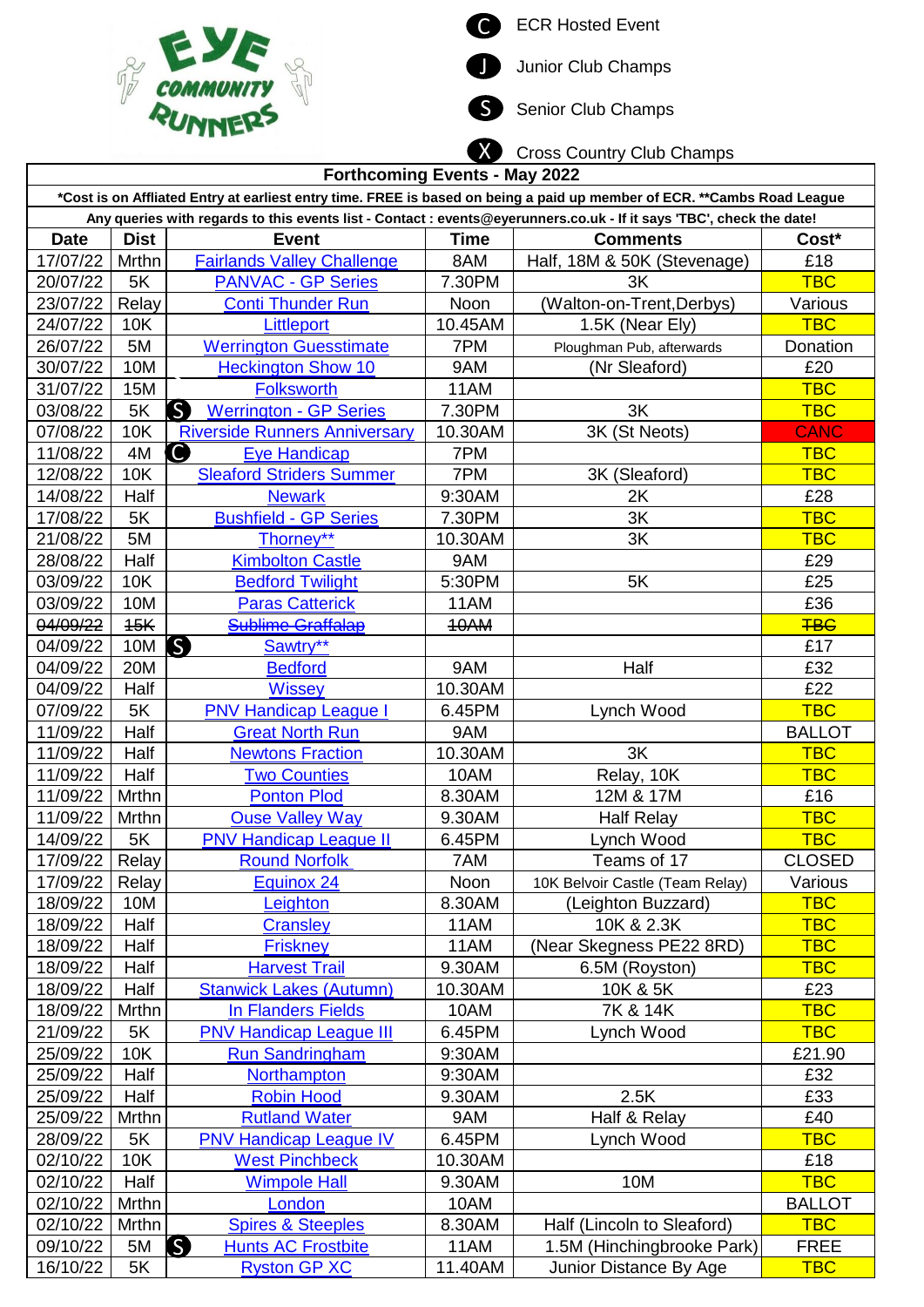EYE COMMUNITY RUNNERS

- C ECR Hosted Event
- J Junior Club Champs
- S Senior Club Champs
- X Cross Country Club Champs

## Forthcoming Events - May 2022

*Cost is on Affliated Entry at earliest entry time. FREE is based on being a paid up member of ECR. **Cambs Road League

Any queries with regards to this events list - Contact : events@eyerunners.co.uk - If it says 'TBC', check the date!

| Date | Dist | Event | Time | Comments | Cost* |
|---|---|---|---|---|---|
| 17/07/22 | Mrthn | Fairlands Valley Challenge | 8AM | Half, 18M & 50K (Stevenage) | £18 |
| 20/07/22 | 5K | PANVAC - GP Series | 7.30PM | 3K | TBC |
| 23/07/22 | Relay | Conti Thunder Run | Noon | (Walton-on-Trent,Derbys) | Various |
| 24/07/22 | 10K | Littleport | 10.45AM | 1.5K (Near Ely) | TBC |
| 26/07/22 | 5M | Werrington Guesstimate | 7PM | Ploughman Pub, afterwards | Donation |
| 30/07/22 | 10M | Heckington Show 10 | 9AM | (Nr Sleaford) | £20 |
| 31/07/22 | 15M | Folksworth | 11AM | | TBC |
| 03/08/22 | 5K | (S) Werrington - GP Series | 7.30PM | 3K | TBC |
| 07/08/22 | 10K | Riverside Runners Anniversary | 10.30AM | 3K (St Neots) | CANC |
| 11/08/22 | 4M | (C) Eye Handicap | 7PM | | TBC |
| 12/08/22 | 10K | Sleaford Striders Summer | 7PM | 3K (Sleaford) | TBC |
| 14/08/22 | Half | Newark | 9:30AM | 2K | £28 |
| 17/08/22 | 5K | Bushfield - GP Series | 7.30PM | 3K | TBC |
| 21/08/22 | 5M | Thorney** | 10.30AM | 3K | TBC |
| 28/08/22 | Half | Kimbolton Castle | 9AM | | £29 |
| 03/09/22 | 10K | Bedford Twilight | 5:30PM | 5K | £25 |
| 03/09/22 | 10M | Paras Catterick | 11AM | | £36 |
| ~~04/09/22~~ | ~~15K~~ | ~~Sublime Graffalap~~ | ~~10AM~~ | | ~~TBC~~ |
| 04/09/22 | 10M | (S) Sawtry** | | | £17 |
| 04/09/22 | 20M | Bedford | 9AM | Half | £32 |
| 04/09/22 | Half | Wissey | 10.30AM | | £22 |
| 07/09/22 | 5K | PNV Handicap League I | 6.45PM | Lynch Wood | TBC |
| 11/09/22 | Half | Great North Run | 9AM | | BALLOT |
| 11/09/22 | Half | Newtons Fraction | 10.30AM | 3K | TBC |
| 11/09/22 | Half | Two Counties | 10AM | Relay, 10K | TBC |
| 11/09/22 | Mrthn | Ponton Plod | 8.30AM | 12M & 17M | £16 |
| 11/09/22 | Mrthn | Ouse Valley Way | 9.30AM | Half Relay | TBC |
| 14/09/22 | 5K | PNV Handicap League II | 6.45PM | Lynch Wood | TBC |
| 17/09/22 | Relay | Round Norfolk | 7AM | Teams of 17 | CLOSED |
| 17/09/22 | Relay | Equinox 24 | Noon | 10K Belvoir Castle (Team Relay) | Various |
| 18/09/22 | 10M | Leighton | 8.30AM | (Leighton Buzzard) | TBC |
| 18/09/22 | Half | Cransley | 11AM | 10K & 2.3K | TBC |
| 18/09/22 | Half | Friskney | 11AM | (Near Skegness PE22 8RD) | TBC |
| 18/09/22 | Half | Harvest Trail | 9.30AM | 6.5M (Royston) | TBC |
| 18/09/22 | Half | Stanwick Lakes (Autumn) | 10.30AM | 10K & 5K | £23 |
| 18/09/22 | Mrthn | In Flanders Fields | 10AM | 7K & 14K | TBC |
| 21/09/22 | 5K | PNV Handicap League III | 6.45PM | Lynch Wood | TBC |
| 25/09/22 | 10K | Run Sandringham | 9:30AM | | £21.90 |
| 25/09/22 | Half | Northampton | 9:30AM | | £32 |
| 25/09/22 | Half | Robin Hood | 9.30AM | 2.5K | £33 |
| 25/09/22 | Mrthn | Rutland Water | 9AM | Half & Relay | £40 |
| 28/09/22 | 5K | PNV Handicap League IV | 6.45PM | Lynch Wood | TBC |
| 02/10/22 | 10K | West Pinchbeck | 10.30AM | | £18 |
| 02/10/22 | Half | Wimpole Hall | 9.30AM | 10M | TBC |
| 02/10/22 | Mrthn | London | 10AM | | BALLOT |
| 02/10/22 | Mrthn | Spires & Steeples | 8.30AM | Half (Lincoln to Sleaford) | TBC |
| 09/10/22 | 5M | (S) Hunts AC Frostbite | 11AM | 1.5M (Hinchingbrooke Park) | FREE |
| 16/10/22 | 5K | Ryston GP XC | 11.40AM | Junior Distance By Age | TBC |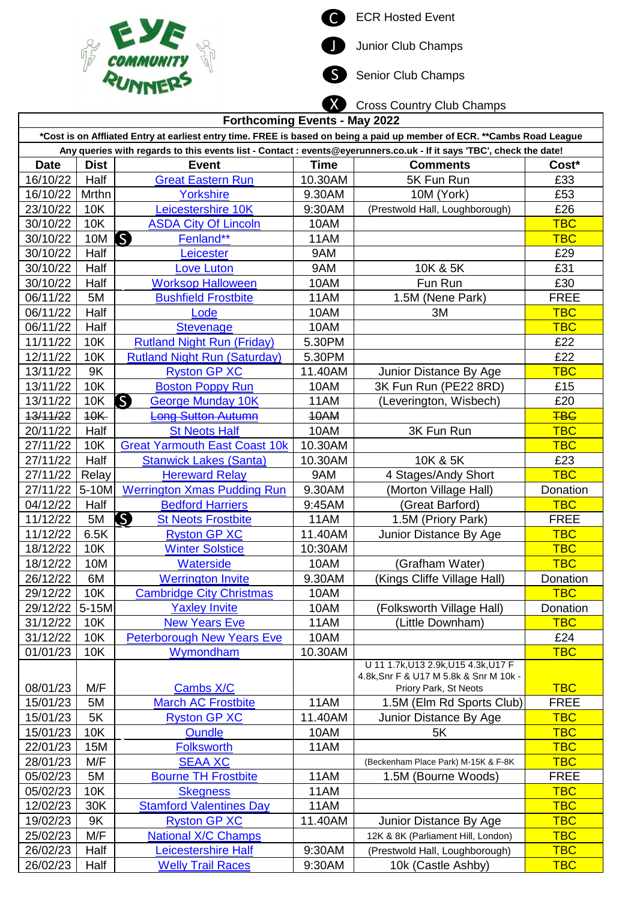EYE COMMUNITY RUNNERS

- C — ECR Hosted Event
- J — Junior Club Champs
- S — Senior Club Champs
- X — Cross Country Club Champs

| Forthcoming Events - May 2022 | | | | | |
|---|---|---|---|---|---|
| *Cost is on Affliated Entry at earliest entry time. FREE is based on being a paid up member of ECR. **Cambs Road League | | | | | |
| Any queries with regards to this events list - Contact : events@eyerunners.co.uk - If it says 'TBC', check the date! | | | | | |
| **Date** | **Dist** | **Event** | **Time** | **Comments** | **Cost*** |
| 16/10/22 | Half | Great Eastern Run | 10.30AM | 5K Fun Run | £33 |
| 16/10/22 | Mrthn | Yorkshire | 9.30AM | 10M (York) | £53 |
| 23/10/22 | 10K | Leicestershire 10K | 9:30AM | (Prestwold Hall, Loughborough) | £26 |
| 30/10/22 | 10K | ASDA City Of Lincoln | 10AM | | TBC |
| 30/10/22 | 10M | S Fenland** | 11AM | | TBC |
| 30/10/22 | Half | Leicester | 9AM | | £29 |
| 30/10/22 | Half | Love Luton | 9AM | 10K & 5K | £31 |
| 30/10/22 | Half | Worksop Halloween | 10AM | Fun Run | £30 |
| 06/11/22 | 5M | Bushfield Frostbite | 11AM | 1.5M (Nene Park) | FREE |
| 06/11/22 | Half | Lode | 10AM | 3M | TBC |
| 06/11/22 | Half | Stevenage | 10AM | | TBC |
| 11/11/22 | 10K | Rutland Night Run (Friday) | 5.30PM | | £22 |
| 12/11/22 | 10K | Rutland Night Run (Saturday) | 5.30PM | | £22 |
| 13/11/22 | 9K | Ryston GP XC | 11.40AM | Junior Distance By Age | TBC |
| 13/11/22 | 10K | Boston Poppy Run | 10AM | 3K Fun Run (PE22 8RD) | £15 |
| 13/11/22 | 10K | S George Munday 10K | 11AM | (Leverington, Wisbech) | £20 |
| ~~13/11/22~~ | ~~10K~~ | ~~Long Sutton Autumn~~ | ~~10AM~~ | | ~~TBC~~ |
| 20/11/22 | Half | St Neots Half | 10AM | 3K Fun Run | TBC |
| 27/11/22 | 10K | Great Yarmouth East Coast 10k | 10.30AM | | TBC |
| 27/11/22 | Half | Stanwick Lakes (Santa) | 10.30AM | 10K & 5K | £23 |
| 27/11/22 | Relay | Hereward Relay | 9AM | 4 Stages/Andy Short | TBC |
| 27/11/22 | 5-10M | Werrington Xmas Pudding Run | 9.30AM | (Morton Village Hall) | Donation |
| 04/12/22 | Half | Bedford Harriers | 9:45AM | (Great Barford) | TBC |
| 11/12/22 | 5M | S St Neots Frostbite | 11AM | 1.5M (Priory Park) | FREE |
| 11/12/22 | 6.5K | Ryston GP XC | 11.40AM | Junior Distance By Age | TBC |
| 18/12/22 | 10K | Winter Solstice | 10:30AM | | TBC |
| 18/12/22 | 10M | Waterside | 10AM | (Grafham Water) | TBC |
| 26/12/22 | 6M | Werrington Invite | 9.30AM | (Kings Cliffe Village Hall) | Donation |
| 29/12/22 | 10K | Cambridge City Christmas | 10AM | | TBC |
| 29/12/22 | 5-15M | Yaxley Invite | 10AM | (Folksworth Village Hall) | Donation |
| 31/12/22 | 10K | New Years Eve | 11AM | (Little Downham) | TBC |
| 31/12/22 | 10K | Peterborough New Years Eve | 10AM | | £24 |
| 01/01/23 | 10K | Wymondham | 10.30AM | | TBC |
| 08/01/23 | M/F | Cambs X/C | | U 11 1.7k,U13 2.9k,U15 4.3k,U17 F 4.8k,Snr F & U17 M 5.8k & Snr M 10k - Priory Park, St Neots | TBC |
| 15/01/23 | 5M | March AC Frostbite | 11AM | 1.5M (Elm Rd Sports Club) | FREE |
| 15/01/23 | 5K | Ryston GP XC | 11.40AM | Junior Distance By Age | TBC |
| 15/01/23 | 10K | Oundle | 10AM | 5K | TBC |
| 22/01/23 | 15M | Folksworth | 11AM | | TBC |
| 28/01/23 | M/F | SEAA XC | | (Beckenham Place Park) M-15K & F-8K | TBC |
| 05/02/23 | 5M | Bourne TH Frostbite | 11AM | 1.5M (Bourne Woods) | FREE |
| 05/02/23 | 10K | Skegness | 11AM | | TBC |
| 12/02/23 | 30K | Stamford Valentines Day | 11AM | | TBC |
| 19/02/23 | 9K | Ryston GP XC | 11.40AM | Junior Distance By Age | TBC |
| 25/02/23 | M/F | National X/C Champs | | 12K & 8K (Parliament Hill, London) | TBC |
| 26/02/23 | Half | Leicestershire Half | 9:30AM | (Prestwold Hall, Loughborough) | TBC |
| 26/02/23 | Half | Welly Trail Races | 9:30AM | 10k (Castle Ashby) | TBC |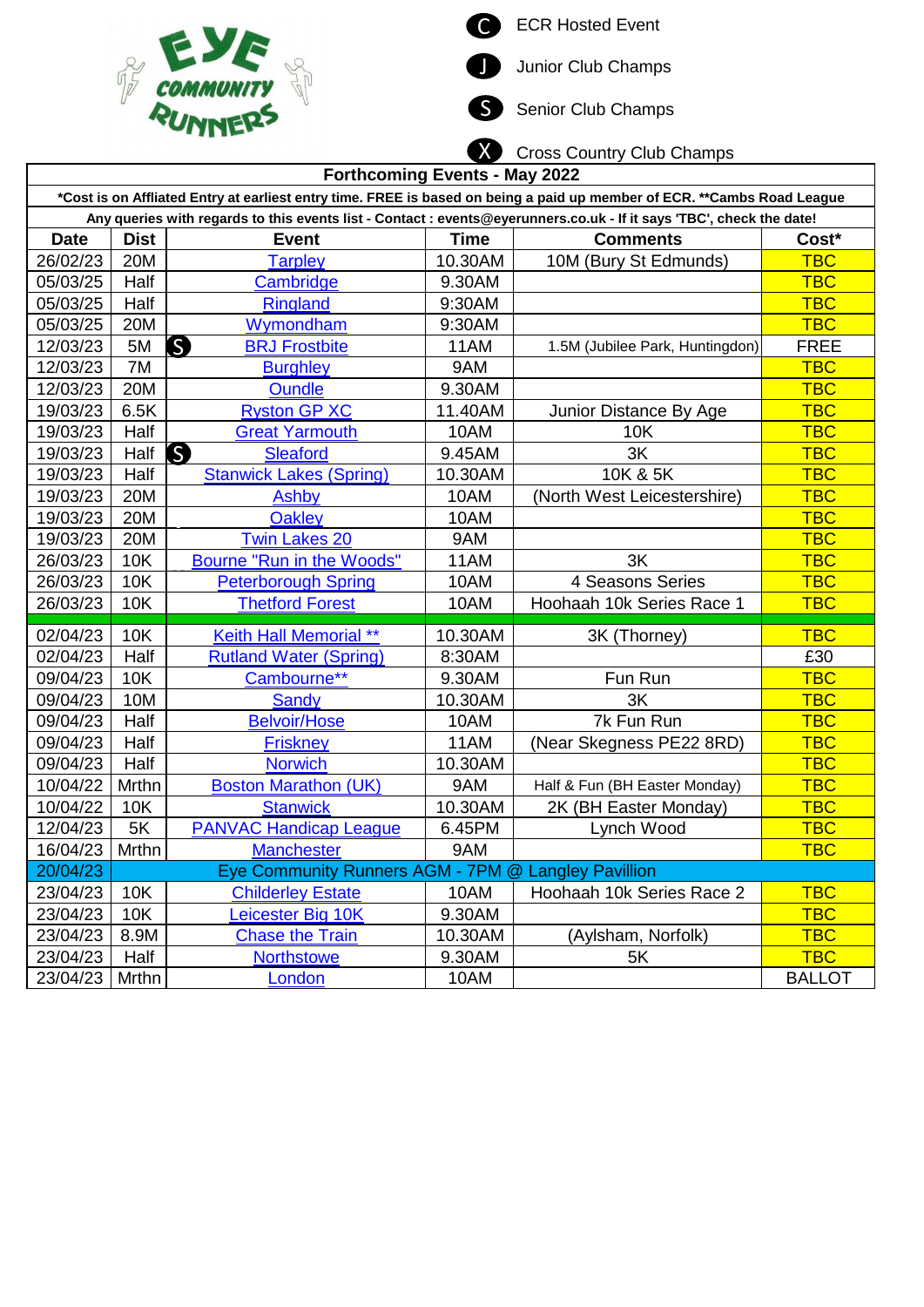EYE COMMUNITY RUNNERS

- (C) ECR Hosted Event
- (J) Junior Club Champs
- (S) Senior Club Champs
- (X) Cross Country Club Champs

| Forthcoming Events - May 2022 | | | | | |
|---|---|---|---|---|---|
| *Cost is on Affliated Entry at earliest entry time. FREE is based on being a paid up member of ECR. **Cambs Road League | | | | | |
| Any queries with regards to this events list - Contact : events@eyerunners.co.uk - If it says 'TBC', check the date! | | | | | |
| **Date** | **Dist** | **Event** | **Time** | **Comments** | **Cost*** |
| 26/02/23 | 20M | Tarpley | 10.30AM | 10M (Bury St Edmunds) | TBC |
| 05/03/25 | Half | Cambridge | 9.30AM | | TBC |
| 05/03/25 | Half | Ringland | 9:30AM | | TBC |
| 05/03/25 | 20M | Wymondham | 9:30AM | | TBC |
| 12/03/23 | 5M | (S) BRJ Frostbite | 11AM | 1.5M (Jubilee Park, Huntingdon) | FREE |
| 12/03/23 | 7M | Burghley | 9AM | | TBC |
| 12/03/23 | 20M | Oundle | 9.30AM | | TBC |
| 19/03/23 | 6.5K | Ryston GP XC | 11.40AM | Junior Distance By Age | TBC |
| 19/03/23 | Half | Great Yarmouth | 10AM | 10K | TBC |
| 19/03/23 | Half | (S) Sleaford | 9.45AM | 3K | TBC |
| 19/03/23 | Half | Stanwick Lakes (Spring) | 10.30AM | 10K & 5K | TBC |
| 19/03/23 | 20M | Ashby | 10AM | (North West Leicestershire) | TBC |
| 19/03/23 | 20M | Oakley | 10AM | | TBC |
| 19/03/23 | 20M | Twin Lakes 20 | 9AM | | TBC |
| 26/03/23 | 10K | Bourne "Run in the Woods" | 11AM | 3K | TBC |
| 26/03/23 | 10K | Peterborough Spring | 10AM | 4 Seasons Series | TBC |
| 26/03/23 | 10K | Thetford Forest | 10AM | Hoohaah 10k Series Race 1 | TBC |
| 02/04/23 | 10K | Keith Hall Memorial ** | 10.30AM | 3K (Thorney) | TBC |
| 02/04/23 | Half | Rutland Water (Spring) | 8:30AM | | £30 |
| 09/04/23 | 10K | Cambourne** | 9.30AM | Fun Run | TBC |
| 09/04/23 | 10M | Sandy | 10.30AM | 3K | TBC |
| 09/04/23 | Half | Belvoir/Hose | 10AM | 7k Fun Run | TBC |
| 09/04/23 | Half | Friskney | 11AM | (Near Skegness PE22 8RD) | TBC |
| 09/04/23 | Half | Norwich | 10.30AM | | TBC |
| 10/04/22 | Mrthn | Boston Marathon (UK) | 9AM | Half & Fun (BH Easter Monday) | TBC |
| 10/04/22 | 10K | Stanwick | 10.30AM | 2K (BH Easter Monday) | TBC |
| 12/04/23 | 5K | PANVAC Handicap League | 6.45PM | Lynch Wood | TBC |
| 16/04/23 | Mrthn | Manchester | 9AM | | TBC |
| 20/04/23 | Eye Community Runners AGM - 7PM @ Langley Pavillion | | | | |
| 23/04/23 | 10K | Childerley Estate | 10AM | Hoohaah 10k Series Race 2 | TBC |
| 23/04/23 | 10K | Leicester Big 10K | 9.30AM | | TBC |
| 23/04/23 | 8.9M | Chase the Train | 10.30AM | (Aylsham, Norfolk) | TBC |
| 23/04/23 | Half | Northstowe | 9.30AM | 5K | TBC |
| 23/04/23 | Mrthn | London | 10AM | | BALLOT |